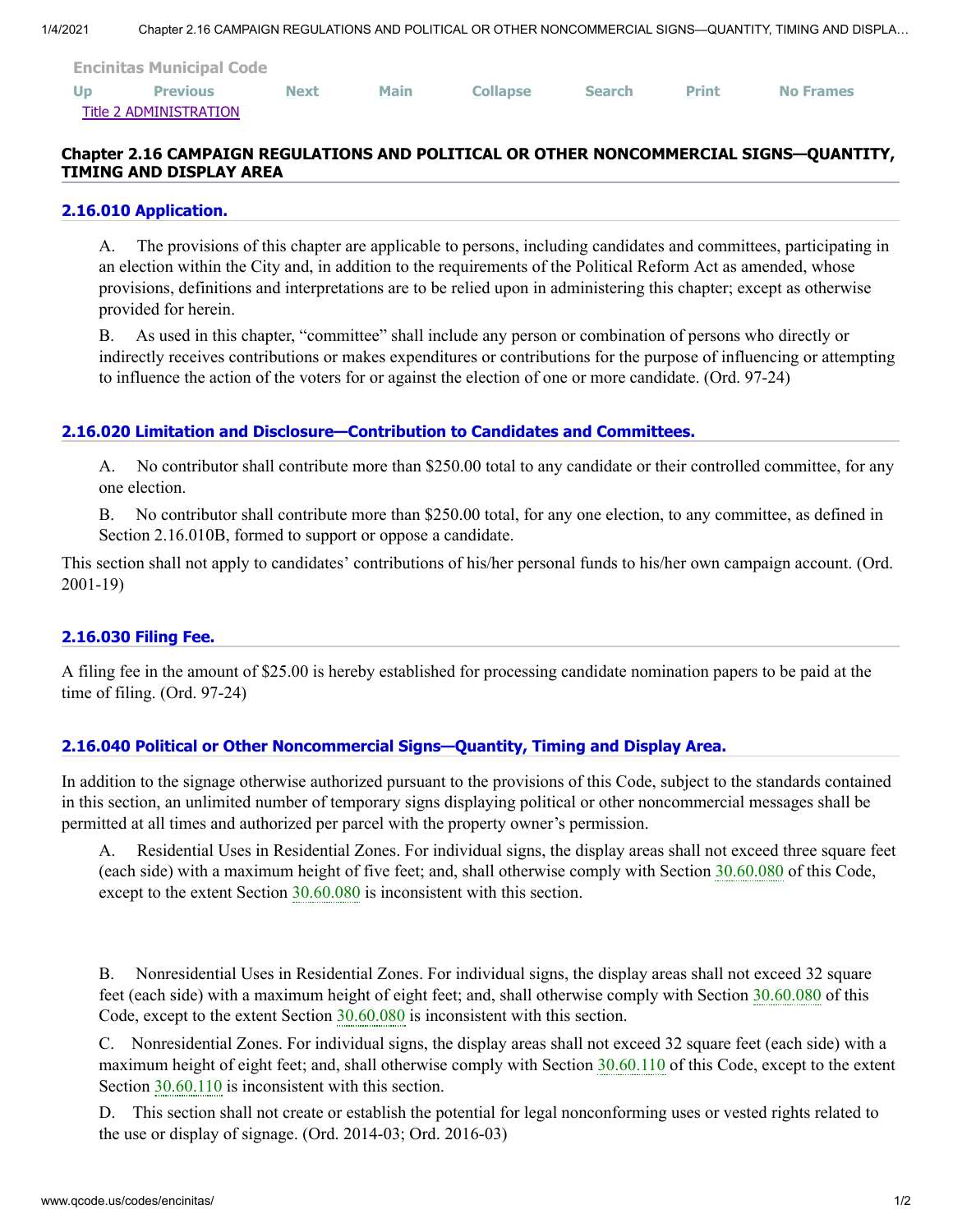Encinitas Municipal Code

Title 2 ADMINISTRATION

## Chapter 2.16 CAMPAIGN REGULATIONS AND POLITICAL OR OTHER NONCOMMERCIAL SIGNS—QUANTITY, TIMING AND DISPLAY AREA

### 2.16.010 Application.

A. The provisions of this chapter are applicable to persons, including candidates and committees, participating in an election within the City and, in addition to the requirements of the Political Reform Act as amended, whose provisions, definitions and interpretations are to be relied upon in administering this chapter; except as otherwise provided for herein.

B. As used in this chapter, "committee" shall include any person or combination of persons who directly or indirectly receives contributions or makes expenditures or contributions for the purpose of influencing or attempting to influence the action of the voters for or against the election of one or more candidate. (Ord. 97-24)

### 2.16.020 Limitation and Disclosure—Contribution to Candidates and Committees.

A. No contributor shall contribute more than $250.00 total to any candidate or their controlled committee, for any one election.

B. No contributor shall contribute more than $250.00 total, for any one election, to any committee, as defined in Section 2.16.010B, formed to support or oppose a candidate.

This section shall not apply to candidates' contributions of his/her personal funds to his/her own campaign account. (Ord. 2001-19)

### 2.16.030 Filing Fee.

A filing fee in the amount of $25.00 is hereby established for processing candidate nomination papers to be paid at the time of filing. (Ord. 97-24)

### 2.16.040 Political or Other Noncommercial Signs—Quantity, Timing and Display Area.

In addition to the signage otherwise authorized pursuant to the provisions of this Code, subject to the standards contained in this section, an unlimited number of temporary signs displaying political or other noncommercial messages shall be permitted at all times and authorized per parcel with the property owner's permission.

A. Residential Uses in Residential Zones. For individual signs, the display areas shall not exceed three square feet (each side) with a maximum height of five feet; and, shall otherwise comply with Section 30.60.080 of this Code, except to the extent Section 30.60.080 is inconsistent with this section.

B. Nonresidential Uses in Residential Zones. For individual signs, the display areas shall not exceed 32 square feet (each side) with a maximum height of eight feet; and, shall otherwise comply with Section 30.60.080 of this Code, except to the extent Section 30.60.080 is inconsistent with this section.

C. Nonresidential Zones. For individual signs, the display areas shall not exceed 32 square feet (each side) with a maximum height of eight feet; and, shall otherwise comply with Section 30.60.110 of this Code, except to the extent Section 30.60.110 is inconsistent with this section.

D. This section shall not create or establish the potential for legal nonconforming uses or vested rights related to the use or display of signage. (Ord. 2014-03; Ord. 2016-03)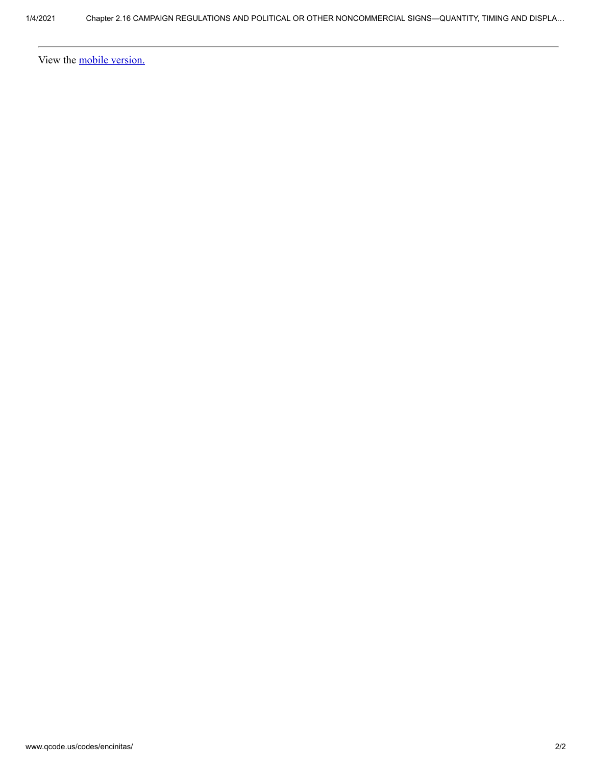---

View the [mobile version.](#)